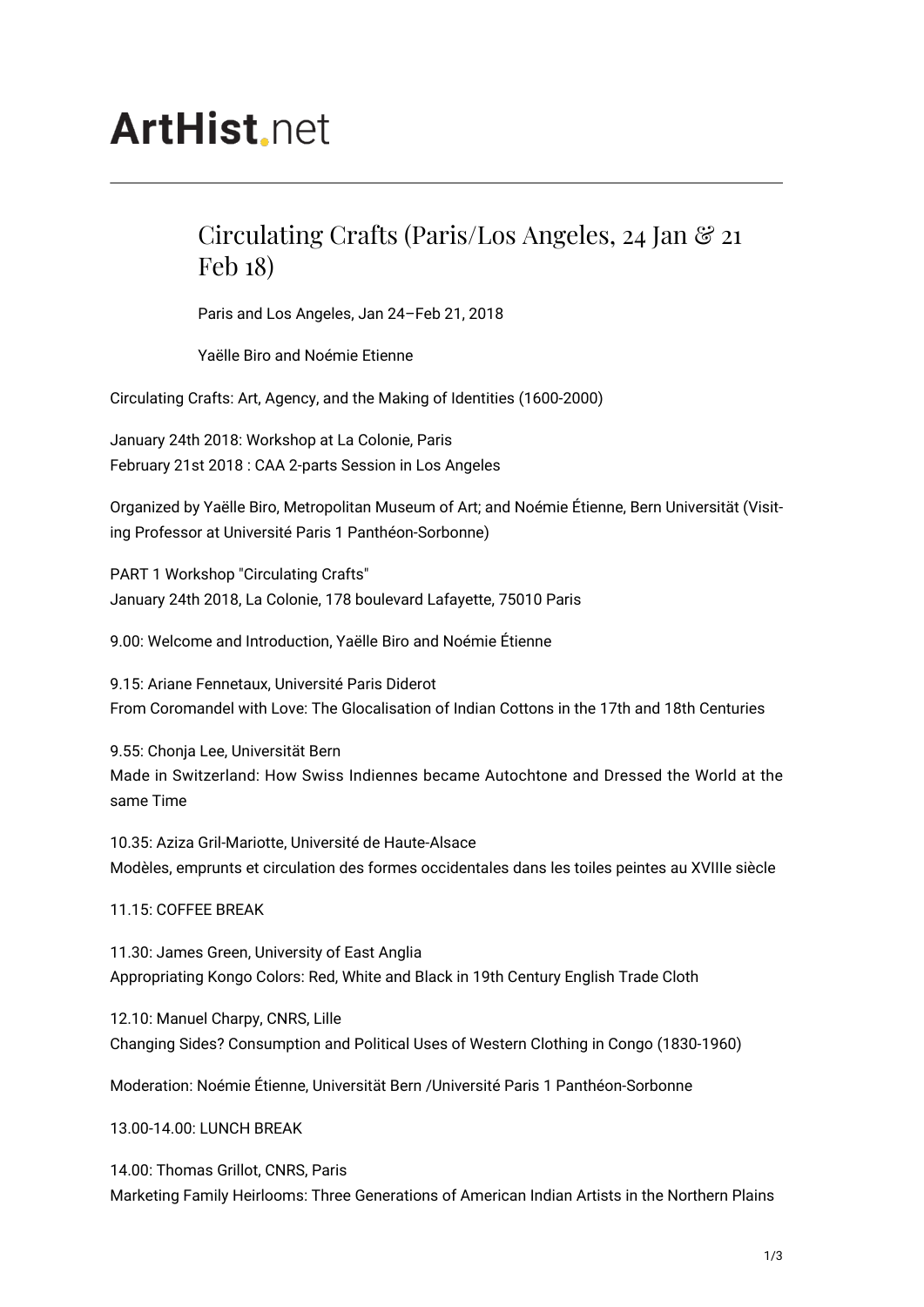# ArtHist.net

## Circulating Crafts (Paris/Los Angeles, 24 Jan & 21 Feb 18)

Paris and Los Angeles, Jan 24–Feb 21, 2018

Yaëlle Biro and Noémie Etienne

Circulating Crafts: Art, Agency, and the Making of Identities (1600-2000)

January 24th 2018: Workshop at La Colonie, Paris
February 21st 2018 : CAA 2-parts Session in Los Angeles

Organized by Yaëlle Biro, Metropolitan Museum of Art; and Noémie Étienne, Bern Universität (Visiting Professor at Université Paris 1 Panthéon-Sorbonne)

PART 1 Workshop "Circulating Crafts"
January 24th 2018, La Colonie, 178 boulevard Lafayette, 75010 Paris

9.00: Welcome and Introduction, Yaëlle Biro and Noémie Étienne

9.15: Ariane Fennetaux, Université Paris Diderot
From Coromandel with Love: The Glocalisation of Indian Cottons in the 17th and 18th Centuries

9.55: Chonja Lee, Universität Bern
Made in Switzerland: How Swiss Indiennes became Autochtone and Dressed the World at the same Time

10.35: Aziza Gril-Mariotte, Université de Haute-Alsace
Modèles, emprunts et circulation des formes occidentales dans les toiles peintes au XVIIIe siècle

11.15: COFFEE BREAK

11.30: James Green, University of East Anglia
Appropriating Kongo Colors: Red, White and Black in 19th Century English Trade Cloth

12.10: Manuel Charpy, CNRS, Lille
Changing Sides? Consumption and Political Uses of Western Clothing in Congo (1830-1960)

Moderation: Noémie Étienne, Universität Bern /Université Paris 1 Panthéon-Sorbonne

13.00-14.00: LUNCH BREAK

14.00: Thomas Grillot, CNRS, Paris
Marketing Family Heirlooms: Three Generations of American Indian Artists in the Northern Plains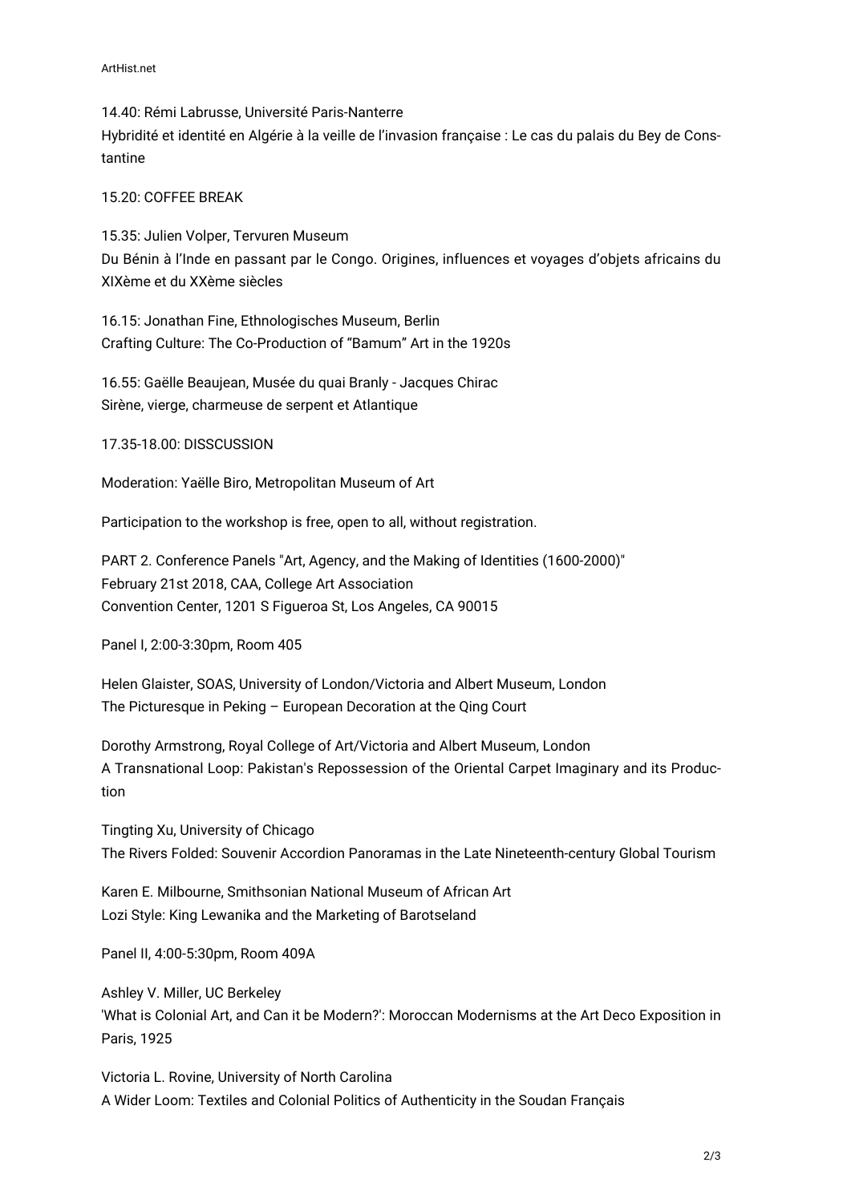14.40: Rémi Labrusse, Université Paris-Nanterre
Hybridité et identité en Algérie à la veille de l'invasion française : Le cas du palais du Bey de Constantine

15.20: COFFEE BREAK

15.35: Julien Volper, Tervuren Museum
Du Bénin à l'Inde en passant par le Congo. Origines, influences et voyages d'objets africains du XIXème et du XXème siècles

16.15: Jonathan Fine, Ethnologisches Museum, Berlin
Crafting Culture: The Co-Production of "Bamum" Art in the 1920s

16.55: Gaëlle Beaujean, Musée du quai Branly - Jacques Chirac
Sirène, vierge, charmeuse de serpent et Atlantique

17.35-18.00: DISSCUSSION

Moderation: Yaëlle Biro, Metropolitan Museum of Art

Participation to the workshop is free, open to all, without registration.

PART 2. Conference Panels "Art, Agency, and the Making of Identities (1600-2000)"
February 21st 2018, CAA, College Art Association
Convention Center, 1201 S Figueroa St, Los Angeles, CA 90015

Panel I, 2:00-3:30pm, Room 405

Helen Glaister, SOAS, University of London/Victoria and Albert Museum, London
The Picturesque in Peking – European Decoration at the Qing Court

Dorothy Armstrong, Royal College of Art/Victoria and Albert Museum, London
A Transnational Loop: Pakistan's Repossession of the Oriental Carpet Imaginary and its Production

Tingting Xu, University of Chicago
The Rivers Folded: Souvenir Accordion Panoramas in the Late Nineteenth-century Global Tourism

Karen E. Milbourne, Smithsonian National Museum of African Art
Lozi Style: King Lewanika and the Marketing of Barotseland

Panel II, 4:00-5:30pm, Room 409A

Ashley V. Miller, UC Berkeley
'What is Colonial Art, and Can it be Modern?': Moroccan Modernisms at the Art Deco Exposition in Paris, 1925

Victoria L. Rovine, University of North Carolina
A Wider Loom: Textiles and Colonial Politics of Authenticity in the Soudan Français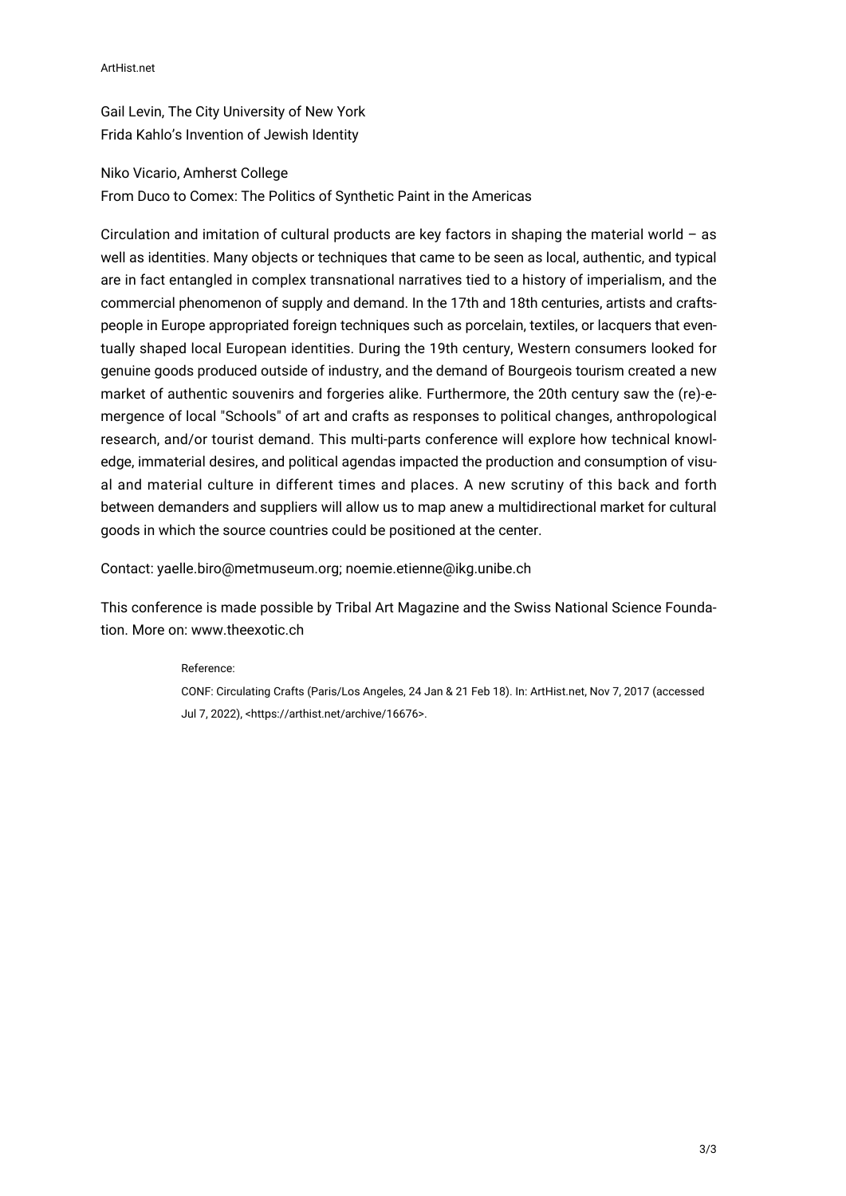Gail Levin, The City University of New York
Frida Kahlo’s Invention of Jewish Identity

Niko Vicario, Amherst College
From Duco to Comex: The Politics of Synthetic Paint in the Americas

Circulation and imitation of cultural products are key factors in shaping the material world – as well as identities. Many objects or techniques that came to be seen as local, authentic, and typical are in fact entangled in complex transnational narratives tied to a history of imperialism, and the commercial phenomenon of supply and demand. In the 17th and 18th centuries, artists and craftspeople in Europe appropriated foreign techniques such as porcelain, textiles, or lacquers that eventually shaped local European identities. During the 19th century, Western consumers looked for genuine goods produced outside of industry, and the demand of Bourgeois tourism created a new market of authentic souvenirs and forgeries alike. Furthermore, the 20th century saw the (re)-emergence of local "Schools" of art and crafts as responses to political changes, anthropological research, and/or tourist demand. This multi-parts conference will explore how technical knowledge, immaterial desires, and political agendas impacted the production and consumption of visual and material culture in different times and places. A new scrutiny of this back and forth between demanders and suppliers will allow us to map anew a multidirectional market for cultural goods in which the source countries could be positioned at the center.

Contact: yaelle.biro@metmuseum.org; noemie.etienne@ikg.unibe.ch

This conference is made possible by Tribal Art Magazine and the Swiss National Science Foundation. More on: www.theexotic.ch

Reference:
CONF: Circulating Crafts (Paris/Los Angeles, 24 Jan & 21 Feb 18). In: ArtHist.net, Nov 7, 2017 (accessed Jul 7, 2022), <https://arthist.net/archive/16676>.